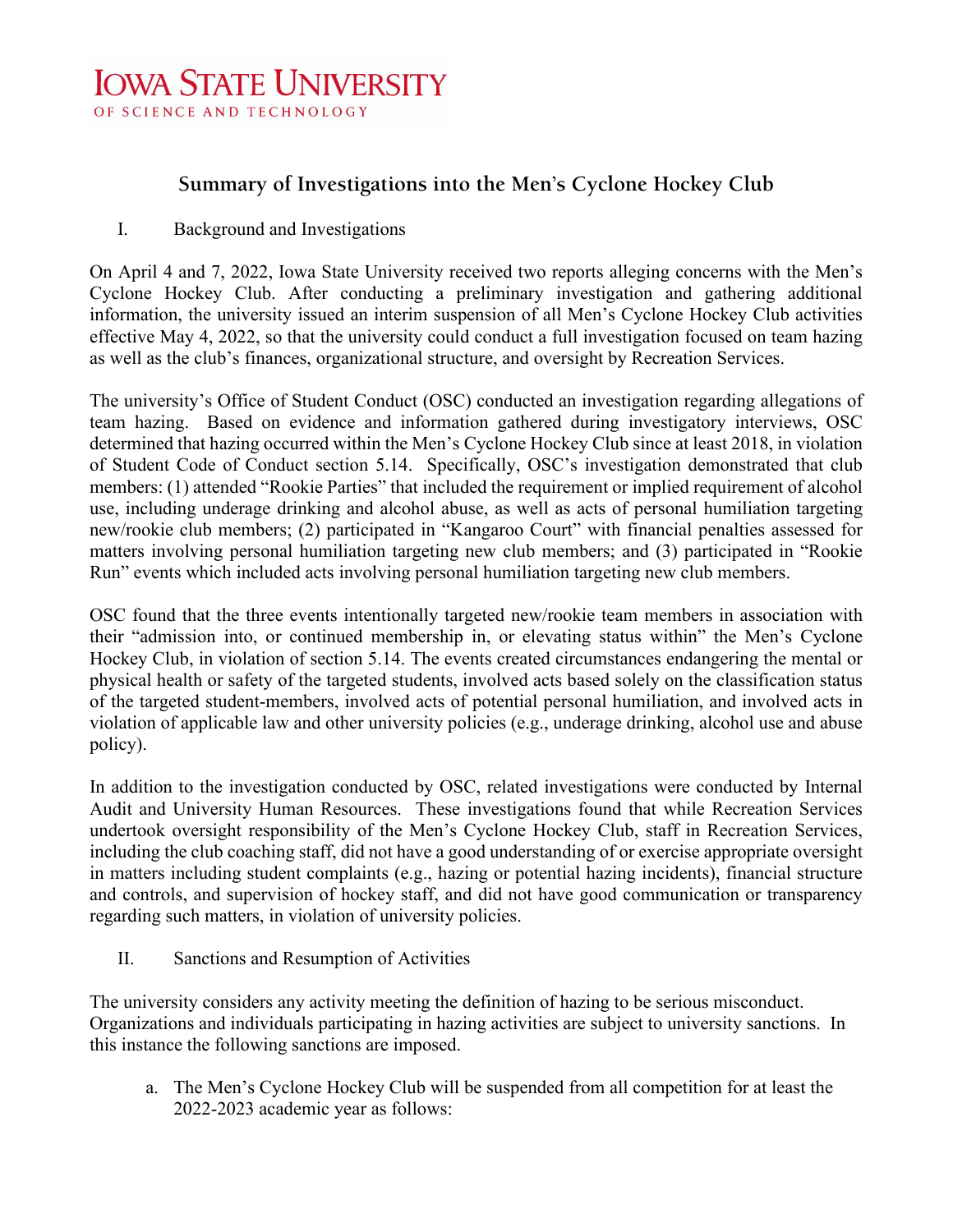**IOWA STATE UNIVERSITY**
OF SCIENCE AND TECHNOLOGY

# Summary of Investigations into the Men's Cyclone Hockey Club

## I. Background and Investigations

On April 4 and 7, 2022, Iowa State University received two reports alleging concerns with the Men's Cyclone Hockey Club. After conducting a preliminary investigation and gathering additional information, the university issued an interim suspension of all Men's Cyclone Hockey Club activities effective May 4, 2022, so that the university could conduct a full investigation focused on team hazing as well as the club's finances, organizational structure, and oversight by Recreation Services.

The university's Office of Student Conduct (OSC) conducted an investigation regarding allegations of team hazing. Based on evidence and information gathered during investigatory interviews, OSC determined that hazing occurred within the Men's Cyclone Hockey Club since at least 2018, in violation of Student Code of Conduct section 5.14. Specifically, OSC's investigation demonstrated that club members: (1) attended "Rookie Parties" that included the requirement or implied requirement of alcohol use, including underage drinking and alcohol abuse, as well as acts of personal humiliation targeting new/rookie club members; (2) participated in "Kangaroo Court" with financial penalties assessed for matters involving personal humiliation targeting new club members; and (3) participated in "Rookie Run" events which included acts involving personal humiliation targeting new club members.

OSC found that the three events intentionally targeted new/rookie team members in association with their "admission into, or continued membership in, or elevating status within" the Men's Cyclone Hockey Club, in violation of section 5.14. The events created circumstances endangering the mental or physical health or safety of the targeted students, involved acts based solely on the classification status of the targeted student-members, involved acts of potential personal humiliation, and involved acts in violation of applicable law and other university policies (e.g., underage drinking, alcohol use and abuse policy).

In addition to the investigation conducted by OSC, related investigations were conducted by Internal Audit and University Human Resources. These investigations found that while Recreation Services undertook oversight responsibility of the Men's Cyclone Hockey Club, staff in Recreation Services, including the club coaching staff, did not have a good understanding of or exercise appropriate oversight in matters including student complaints (e.g., hazing or potential hazing incidents), financial structure and controls, and supervision of hockey staff, and did not have good communication or transparency regarding such matters, in violation of university policies.

## II. Sanctions and Resumption of Activities

The university considers any activity meeting the definition of hazing to be serious misconduct. Organizations and individuals participating in hazing activities are subject to university sanctions. In this instance the following sanctions are imposed.

a. The Men's Cyclone Hockey Club will be suspended from all competition for at least the 2022-2023 academic year as follows: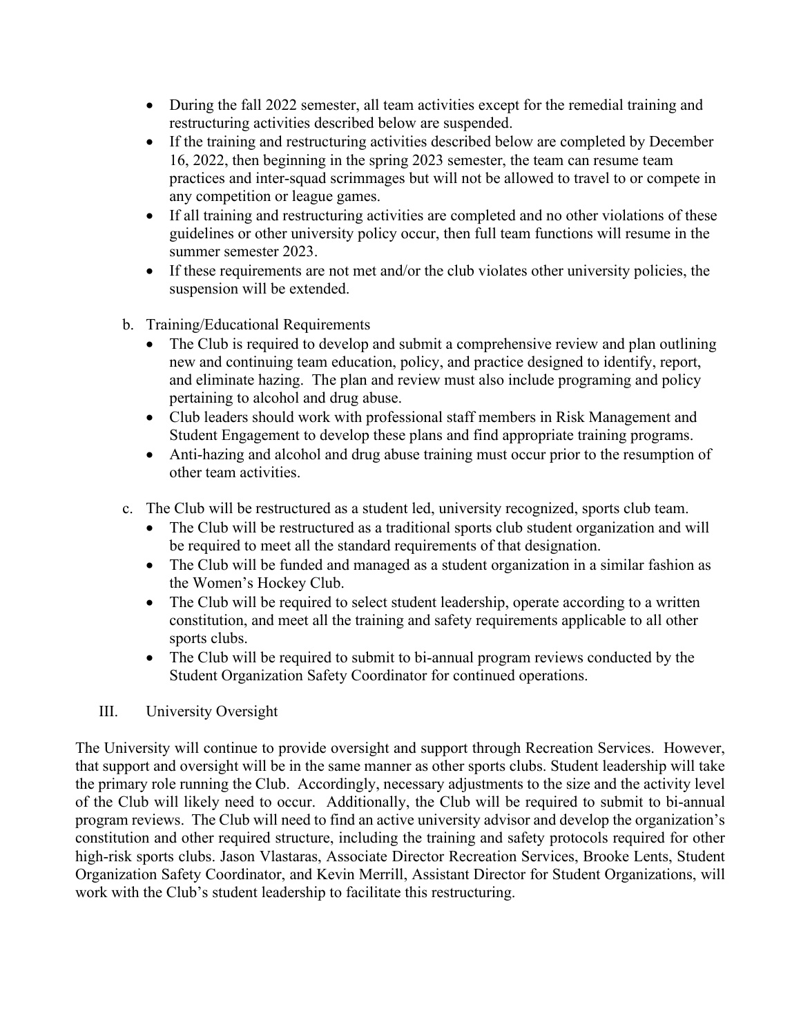- During the fall 2022 semester, all team activities except for the remedial training and restructuring activities described below are suspended.
- If the training and restructuring activities described below are completed by December 16, 2022, then beginning in the spring 2023 semester, the team can resume team practices and inter-squad scrimmages but will not be allowed to travel to or compete in any competition or league games.
- If all training and restructuring activities are completed and no other violations of these guidelines or other university policy occur, then full team functions will resume in the summer semester 2023.
- If these requirements are not met and/or the club violates other university policies, the suspension will be extended.

b. Training/Educational Requirements

- The Club is required to develop and submit a comprehensive review and plan outlining new and continuing team education, policy, and practice designed to identify, report, and eliminate hazing. The plan and review must also include programing and policy pertaining to alcohol and drug abuse.
- Club leaders should work with professional staff members in Risk Management and Student Engagement to develop these plans and find appropriate training programs.
- Anti-hazing and alcohol and drug abuse training must occur prior to the resumption of other team activities.

c. The Club will be restructured as a student led, university recognized, sports club team.

- The Club will be restructured as a traditional sports club student organization and will be required to meet all the standard requirements of that designation.
- The Club will be funded and managed as a student organization in a similar fashion as the Women's Hockey Club.
- The Club will be required to select student leadership, operate according to a written constitution, and meet all the training and safety requirements applicable to all other sports clubs.
- The Club will be required to submit to bi-annual program reviews conducted by the Student Organization Safety Coordinator for continued operations.

## III. University Oversight

The University will continue to provide oversight and support through Recreation Services. However, that support and oversight will be in the same manner as other sports clubs. Student leadership will take the primary role running the Club. Accordingly, necessary adjustments to the size and the activity level of the Club will likely need to occur. Additionally, the Club will be required to submit to bi-annual program reviews. The Club will need to find an active university advisor and develop the organization's constitution and other required structure, including the training and safety protocols required for other high-risk sports clubs. Jason Vlastaras, Associate Director Recreation Services, Brooke Lents, Student Organization Safety Coordinator, and Kevin Merrill, Assistant Director for Student Organizations, will work with the Club's student leadership to facilitate this restructuring.